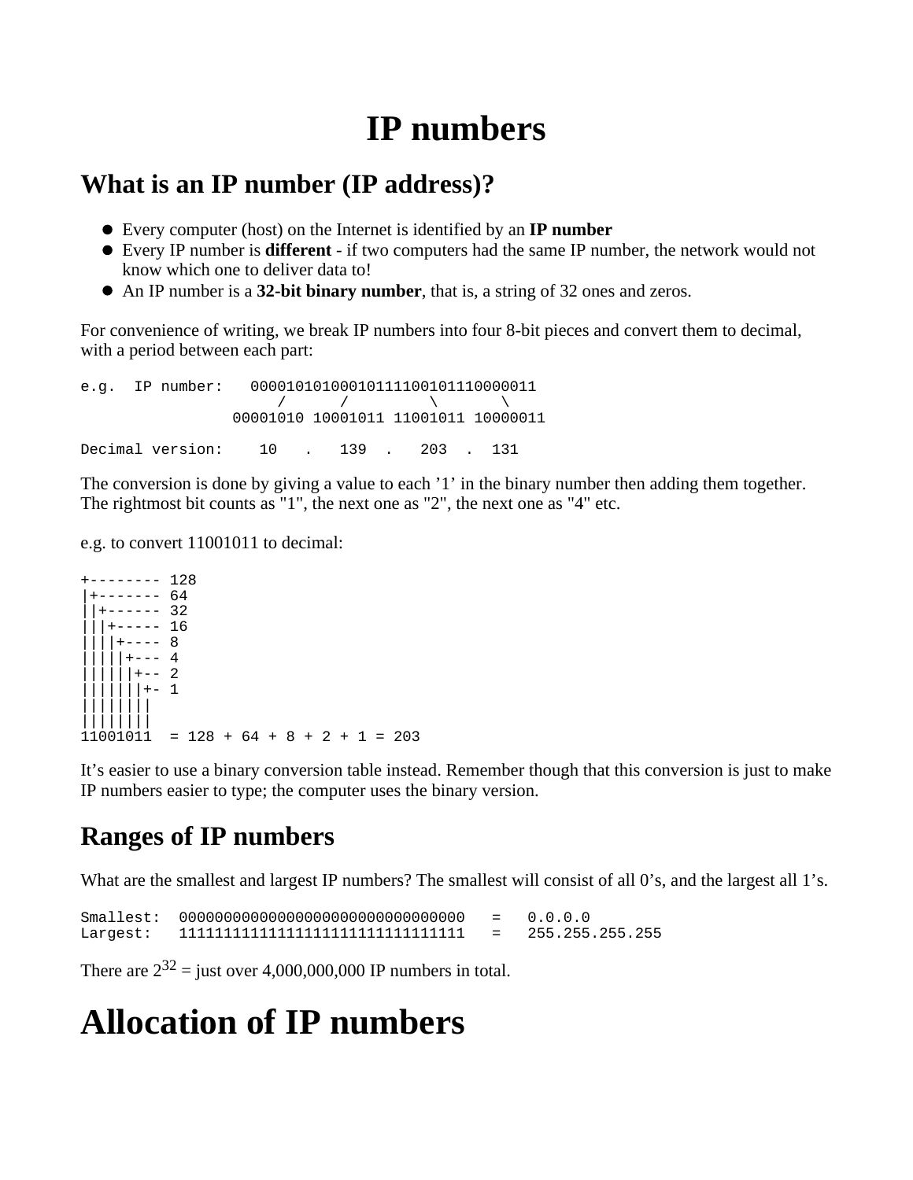# IP numbers

## What is an IP number (IP address)?

- Every computer (host) on the Internet is identified by an **IP number**
- Every IP number is **different** - if two computers had the same IP number, the network would not know which one to deliver data to!
- An IP number is a **32-bit binary number**, that is, a string of 32 ones and zeros.

For convenience of writing, we break IP numbers into four 8-bit pieces and convert them to decimal, with a period between each part:

```
e.g.  IP number:   00001010100010111100101110000011
                       /      /         \        \
                 00001010 10001011 11001011 10000011

Decimal version:    10   .   139  .   203  .  131
```

The conversion is done by giving a value to each '1' in the binary number then adding them together. The rightmost bit counts as "1", the next one as "2", the next one as "4" etc.

e.g. to convert 11001011 to decimal:

```
+-------- 128
|+------- 64
||+------ 32
|||+----- 16
||||+---- 8
|||||+--- 4
||||||+-- 2
|||||||+- 1
||||||||
||||||||
11001011  = 128 + 64 + 8 + 2 + 1 = 203
```

It's easier to use a binary conversion table instead. Remember though that this conversion is just to make IP numbers easier to type; the computer uses the binary version.

## Ranges of IP numbers

What are the smallest and largest IP numbers? The smallest will consist of all 0's, and the largest all 1's.

```
Smallest:  00000000000000000000000000000000   =   0.0.0.0
Largest:   11111111111111111111111111111111   =   255.255.255.255
```

There are $2^{32}$ = just over 4,000,000,000 IP numbers in total.

# Allocation of IP numbers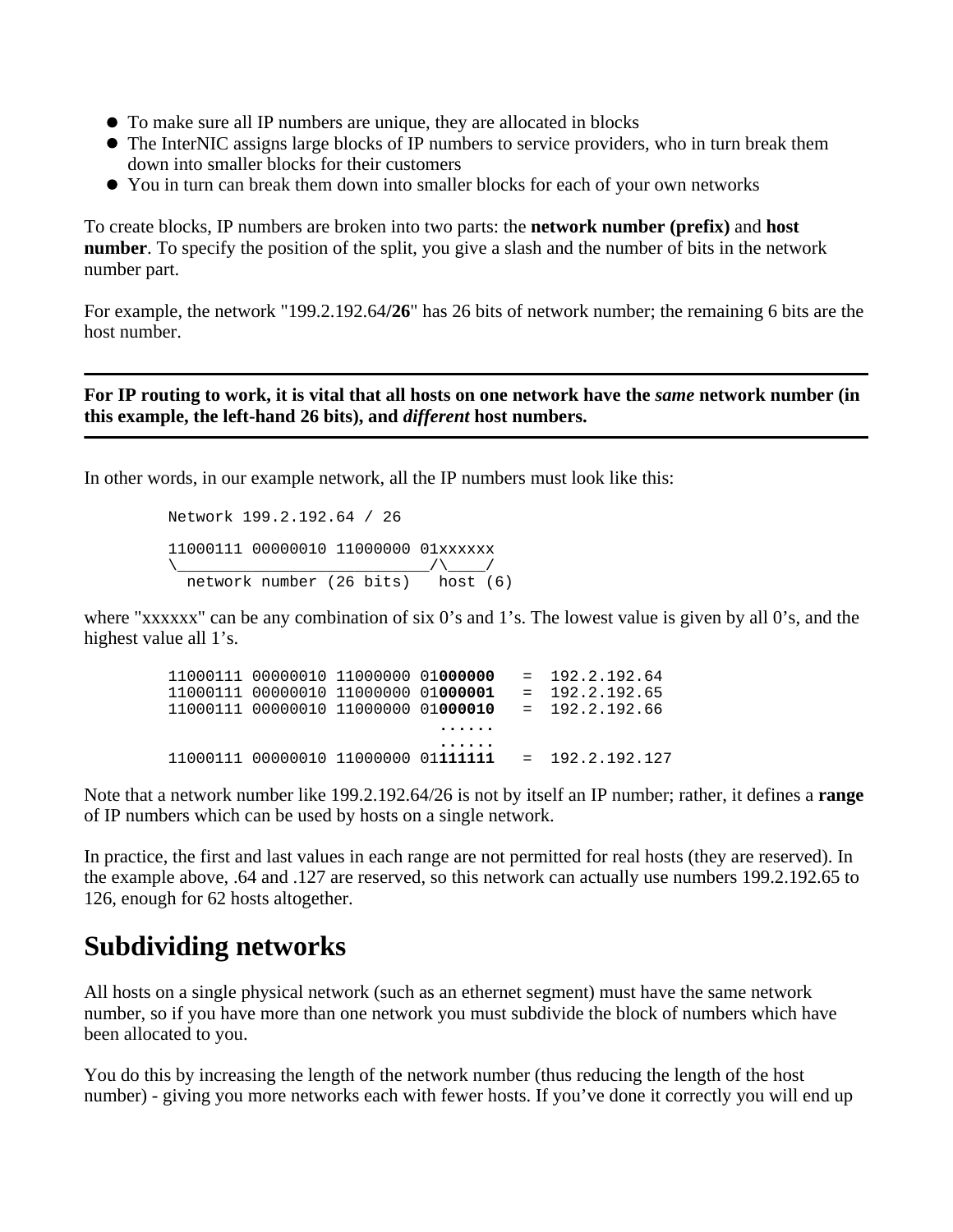- To make sure all IP numbers are unique, they are allocated in blocks
- The InterNIC assigns large blocks of IP numbers to service providers, who in turn break them down into smaller blocks for their customers
- You in turn can break them down into smaller blocks for each of your own networks

To create blocks, IP numbers are broken into two parts: the **network number (prefix)** and **host number**. To specify the position of the split, you give a slash and the number of bits in the network number part.

For example, the network "199.2.192.64**/26**" has 26 bits of network number; the remaining 6 bits are the host number.

---

**For IP routing to work, it is vital that all hosts on one network have the *same* network number (in this example, the left-hand 26 bits), and *different* host numbers.**

---

In other words, in our example network, all the IP numbers must look like this:

```
Network 199.2.192.64 / 26

11000111 00000010 11000000 01xxxxxx
\____________________________/\____/
  network number (26 bits)   host (6)
```

where "xxxxxx" can be any combination of six 0's and 1's. The lowest value is given by all 0's, and the highest value all 1's.

```
11000111 00000010 11000000 01000000   =  192.2.192.64
11000111 00000010 11000000 01000001   =  192.2.192.65
11000111 00000010 11000000 01000010   =  192.2.192.66
                             ......
                             ......
11000111 00000010 11000000 01111111   =  192.2.192.127
```

Note that a network number like 199.2.192.64/26 is not by itself an IP number; rather, it defines a **range** of IP numbers which can be used by hosts on a single network.

In practice, the first and last values in each range are not permitted for real hosts (they are reserved). In the example above, .64 and .127 are reserved, so this network can actually use numbers 199.2.192.65 to 126, enough for 62 hosts altogether.

## Subdividing networks

All hosts on a single physical network (such as an ethernet segment) must have the same network number, so if you have more than one network you must subdivide the block of numbers which have been allocated to you.

You do this by increasing the length of the network number (thus reducing the length of the host number) - giving you more networks each with fewer hosts. If you've done it correctly you will end up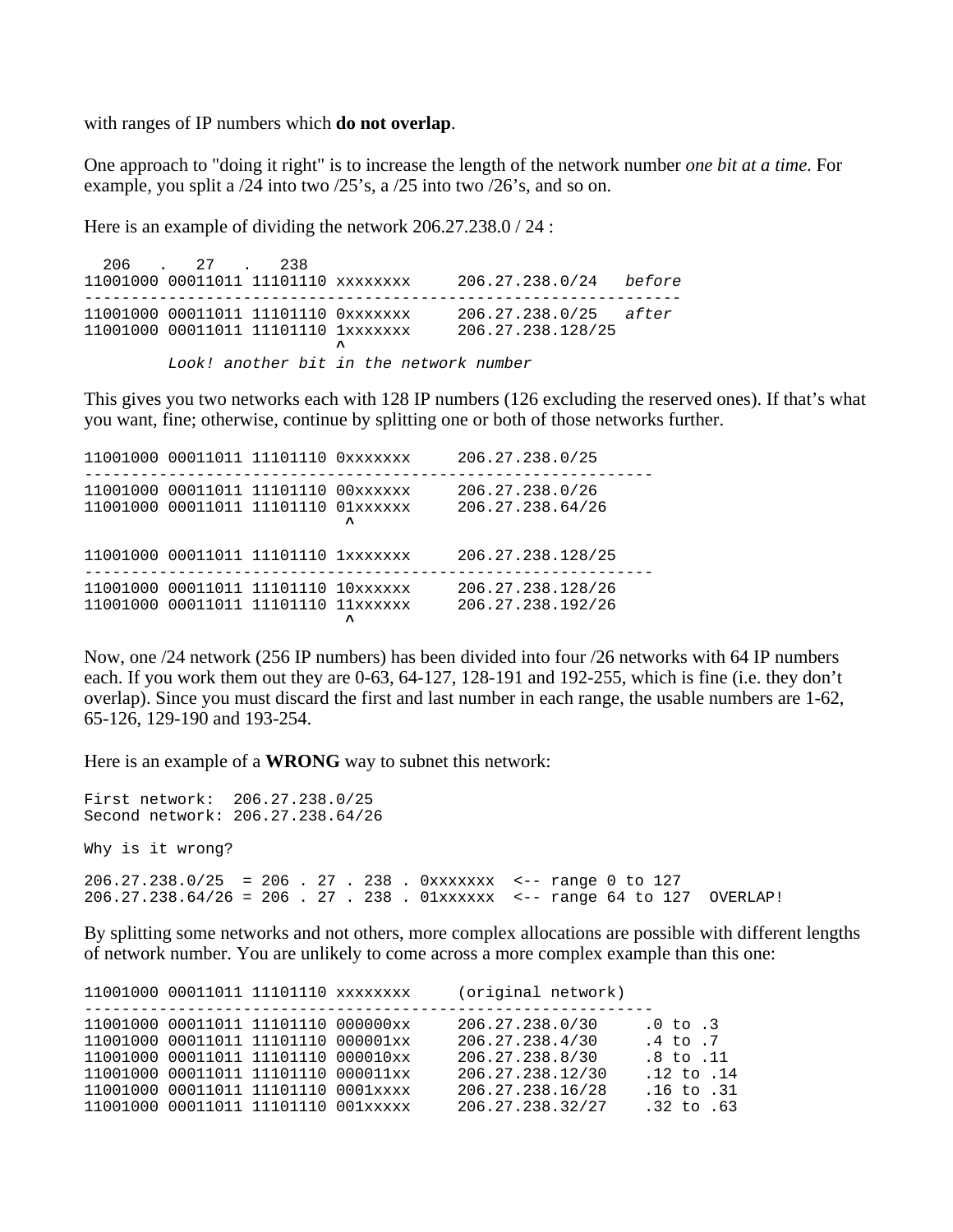with ranges of IP numbers which **do not overlap**.

One approach to "doing it right" is to increase the length of the network number *one bit at a time.* For example, you split a /24 into two /25's, a /25 into two /26's, and so on.

Here is an example of dividing the network 206.27.238.0 / 24 :

```
  206   .   27   .   238
11001000 00011011 11101110 xxxxxxxx     206.27.238.0/24   before
-----------------------------------------------------------------
11001000 00011011 11101110 0xxxxxxx     206.27.238.0/25   after
11001000 00011011 11101110 1xxxxxxx     206.27.238.128/25
                           ^
         Look! another bit in the network number
```

This gives you two networks each with 128 IP numbers (126 excluding the reserved ones). If that's what you want, fine; otherwise, continue by splitting one or both of those networks further.

```
11001000 00011011 11101110 0xxxxxxx     206.27.238.0/25
--------------------------------------------------------------
11001000 00011011 11101110 00xxxxxx     206.27.238.0/26
11001000 00011011 11101110 01xxxxxx     206.27.238.64/26
                            ^

11001000 00011011 11101110 1xxxxxxx     206.27.238.128/25
--------------------------------------------------------------
11001000 00011011 11101110 10xxxxxx     206.27.238.128/26
11001000 00011011 11101110 11xxxxxx     206.27.238.192/26
                            ^
```

Now, one /24 network (256 IP numbers) has been divided into four /26 networks with 64 IP numbers each. If you work them out they are 0-63, 64-127, 128-191 and 192-255, which is fine (i.e. they don't overlap). Since you must discard the first and last number in each range, the usable numbers are 1-62, 65-126, 129-190 and 193-254.

Here is an example of a **WRONG** way to subnet this network:

```
First network:  206.27.238.0/25
Second network: 206.27.238.64/26

Why is it wrong?

206.27.238.0/25  = 206 . 27 . 238 . 0xxxxxxx  <-- range 0 to 127
206.27.238.64/26 = 206 . 27 . 238 . 01xxxxxx  <-- range 64 to 127  OVERLAP!
```

By splitting some networks and not others, more complex allocations are possible with different lengths of network number. You are unlikely to come across a more complex example than this one:

```
11001000 00011011 11101110 xxxxxxxx     (original network)
--------------------------------------------------------------
11001000 00011011 11101110 000000xx     206.27.238.0/30     .0 to .3
11001000 00011011 11101110 000001xx     206.27.238.4/30     .4 to .7
11001000 00011011 11101110 000010xx     206.27.238.8/30     .8 to .11
11001000 00011011 11101110 000011xx     206.27.238.12/30    .12 to .14
11001000 00011011 11101110 0001xxxx     206.27.238.16/28    .16 to .31
11001000 00011011 11101110 001xxxxx     206.27.238.32/27    .32 to .63
```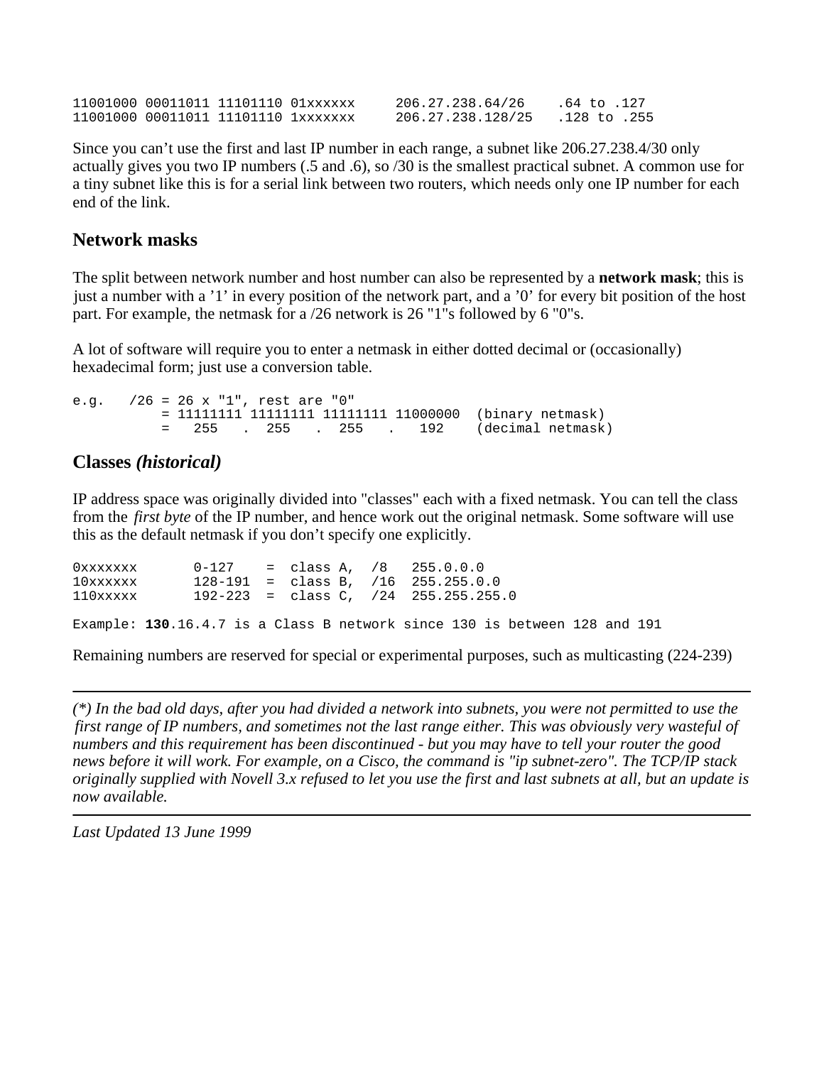```
11001000 00011011 11101110 01xxxxxx     206.27.238.64/26    .64 to .127
11001000 00011011 11101110 1xxxxxxx     206.27.238.128/25   .128 to .255
```

Since you can't use the first and last IP number in each range, a subnet like 206.27.238.4/30 only actually gives you two IP numbers (.5 and .6), so /30 is the smallest practical subnet. A common use for a tiny subnet like this is for a serial link between two routers, which needs only one IP number for each end of the link.

## Network masks

The split between network number and host number can also be represented by a **network mask**; this is just a number with a '1' in every position of the network part, and a '0' for every bit position of the host part. For example, the netmask for a /26 network is 26 "1"s followed by 6 "0"s.

A lot of software will require you to enter a netmask in either dotted decimal or (occasionally) hexadecimal form; just use a conversion table.

```
e.g.   /26 = 26 x "1", rest are "0"
           = 11111111 11111111 11111111 11000000  (binary netmask)
           =   255   .  255   .  255   .   192    (decimal netmask)
```

## Classes *(historical)*

IP address space was originally divided into "classes" each with a fixed netmask. You can tell the class from the *first byte* of the IP number, and hence work out the original netmask. Some software will use this as the default netmask if you don't specify one explicitly.

```
0xxxxxxx       0-127    =  class A,  /8   255.0.0.0
10xxxxxx       128-191  =  class B,  /16  255.255.0.0
110xxxxx       192-223  =  class C,  /24  255.255.255.0

Example: 130.16.4.7 is a Class B network since 130 is between 128 and 191
```

Remaining numbers are reserved for special or experimental purposes, such as multicasting (224-239)

---

*(\*) In the bad old days, after you had divided a network into subnets, you were not permitted to use the first range of IP numbers, and sometimes not the last range either. This was obviously very wasteful of numbers and this requirement has been discontinued - but you may have to tell your router the good news before it will work. For example, on a Cisco, the command is "ip subnet-zero". The TCP/IP stack originally supplied with Novell 3.x refused to let you use the first and last subnets at all, but an update is now available.*

---

*Last Updated 13 June 1999*